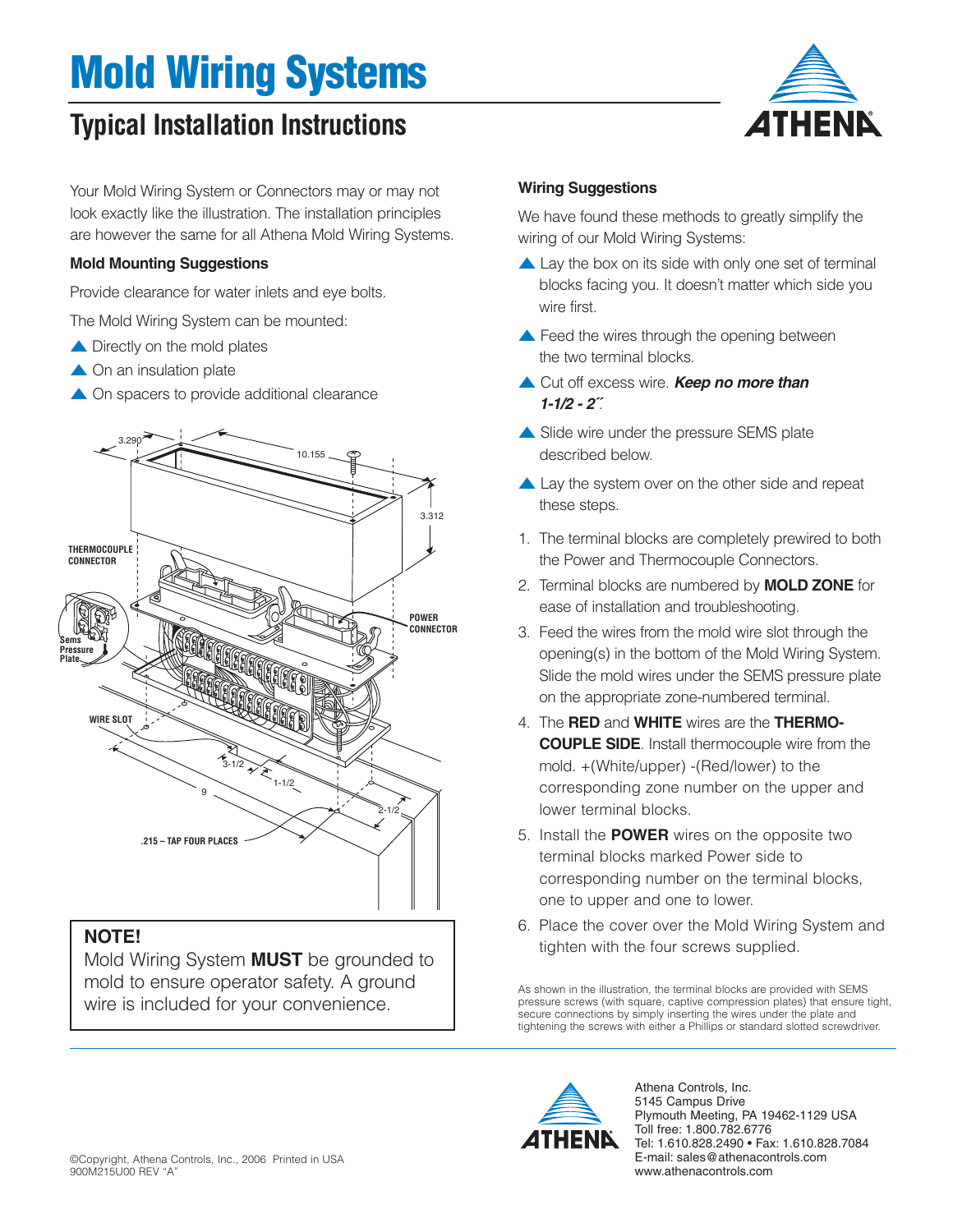# Mold Wiring Systems

## Typical Installation Instructions

Your Mold Wiring System or Connectors may or may not look exactly like the illustration. The installation principles are however the same for all Athena Mold Wiring Systems.

### Mold Mounting Suggestions

Provide clearance for water inlets and eye bolts.

The Mold Wiring System can be mounted:

- Directly on the mold plates
- On an insulation plate
- On spacers to provide additional clearance

THERMOCOUPLE CONNECTOR

Sems Pressure Plate

POWER CONNECTOR

WIRE SLOT

.215 – TAP FOUR PLACES

3.290 10.155 3.312 3-1/2 1-1/2 9 2-1/2

> **NOTE!**
> Mold Wiring System **MUST** be grounded to mold to ensure operator safety. A ground wire is included for your convenience.

### Wiring Suggestions

We have found these methods to greatly simplify the wiring of our Mold Wiring Systems:

- Lay the box on its side with only one set of terminal blocks facing you. It doesn't matter which side you wire first.
- Feed the wires through the opening between the two terminal blocks.
- Cut off excess wire. ***Keep no more than 1-1/2 - 2˝.***
- Slide wire under the pressure SEMS plate described below.
- Lay the system over on the other side and repeat these steps.

1. The terminal blocks are completely prewired to both the Power and Thermocouple Connectors.
2. Terminal blocks are numbered by **MOLD ZONE** for ease of installation and troubleshooting.
3. Feed the wires from the mold wire slot through the opening(s) in the bottom of the Mold Wiring System. Slide the mold wires under the SEMS pressure plate on the appropriate zone-numbered terminal.
4. The **RED** and **WHITE** wires are the **THERMOCOUPLE SIDE**. Install thermocouple wire from the mold. +(White/upper) -(Red/lower) to the corresponding zone number on the upper and lower terminal blocks.
5. Install the **POWER** wires on the opposite two terminal blocks marked Power side to corresponding number on the terminal blocks, one to upper and one to lower.
6. Place the cover over the Mold Wiring System and tighten with the four screws supplied.

As shown in the illustration, the terminal blocks are provided with SEMS pressure screws (with square, captive compression plates) that ensure tight, secure connections by simply inserting the wires under the plate and tightening the screws with either a Phillips or standard slotted screwdriver.

©Copyright, Athena Controls, Inc., 2006 Printed in USA
900M215U00 REV "A"

Athena Controls, Inc.
5145 Campus Drive
Plymouth Meeting, PA 19462-1129 USA
Toll free: 1.800.782.6776
Tel: 1.610.828.2490 • Fax: 1.610.828.7084
E-mail: sales@athenacontrols.com
www.athenacontrols.com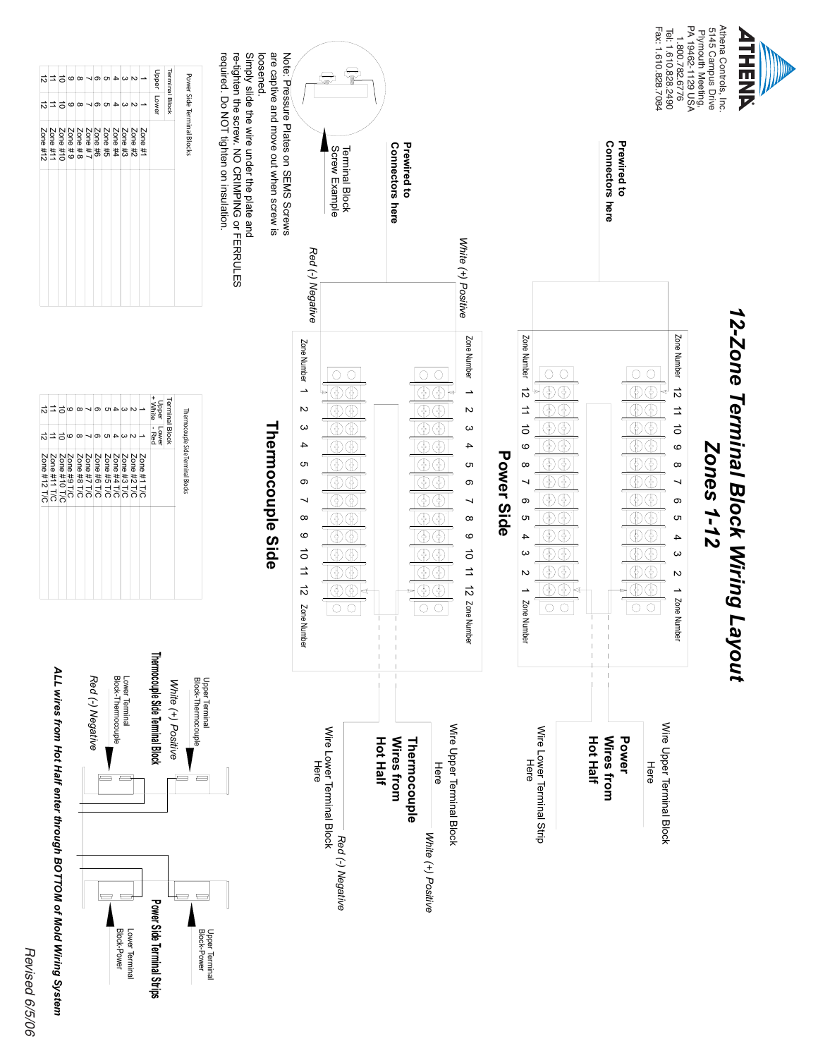Athena Controls, Inc.
5145 Campus Drive
Plymouth Meeting,
PA 19462-1129 USA
1.800.782.6776
Tel: 1.610.828.2490
Fax: 1.610.828.7084

# 12-Zone Terminal Block Wiring Layout
## Zones 1-12

## Power Side

Prewired to Connectors here

Zone Number 12 11 10 9 8 7 6 5 4 3 2 1 Zone Number

Zone Number 12 11 10 9 8 7 6 5 4 3 2 1 Zone Number

Wire Upper Terminal Block Here

**Power Wires from Hot Half**

Wire Lower Terminal Strip Here

## Thermocouple Side

Prewired to Connectors here

*White (+) Positive*

*Red (-) Negative*

Zone Number 1 2 3 4 5 6 7 8 9 10 11 12 Zone Number

Zone Number 1 2 3 4 5 6 7 8 9 10 11 12 Zone Number

Wire Upper Terminal Block Here

**Thermocouple Wires from Hot Half**

*White (+) Positive*

Wire Lower Terminal Block Here

*Red (-) Negative*

Terminal Block Screw Example

Note: Pressure Plates on SEMS Screws are captive and move out when screw is loosened.
Simply slide the wire under the plate and re-tighten the screw. NO CRIMPING or FERRULES required. Do NOT tighten on insulation.

Power Side Terminal Blocks

| Terminal Block Upper | Terminal Block Lower | |
|---|---|---|
| 1 | 1 | Zone #1 |
| 2 | 2 | Zone #2 |
| 3 | 3 | Zone #3 |
| 4 | 4 | Zone #4 |
| 5 | 5 | Zone #5 |
| 6 | 6 | Zone #6 |
| 7 | 7 | Zone #7 |
| 8 | 8 | Zone # 8 |
| 9 | 9 | Zone # 9 |
| 10 | 10 | Zone #10 |
| 11 | 11 | Zone #11 |
| 12 | 12 | Zone #12 |

Thermocouple Side Terminal Blocks

| Terminal Block Upper + White | Terminal Block Lower - Red | |
|---|---|---|
| 1 | 1 | Zone #1 T/C |
| 2 | 2 | Zone #2 T/C |
| 3 | 3 | Zone #3 T/C |
| 4 | 4 | Zone #4 T/C |
| 5 | 5 | Zone #5 T/C |
| 6 | 6 | Zone #6 T/C |
| 7 | 7 | Zone #7 T/C |
| 8 | 8 | Zone #8 T/C |
| 9 | 9 | Zone #9 T/C |
| 10 | 10 | Zone #10 T/C |
| 11 | 11 | Zone #11 T/C |
| 12 | 12 | Zone #12 T/C |

Upper Terminal Block-Thermocouple

*White (+) Positive*

Lower Terminal Block-Thermocouple

*Red (-) Negative*

**Thermocouple Side Terminal Block**

Upper Terminal Block-Power

Lower Terminal Block-Power

**Power Side Terminal Strips**

***ALL wires from Hot Half enter through BOTTOM of Mold Wiring System***

*Revised 6/5/06*